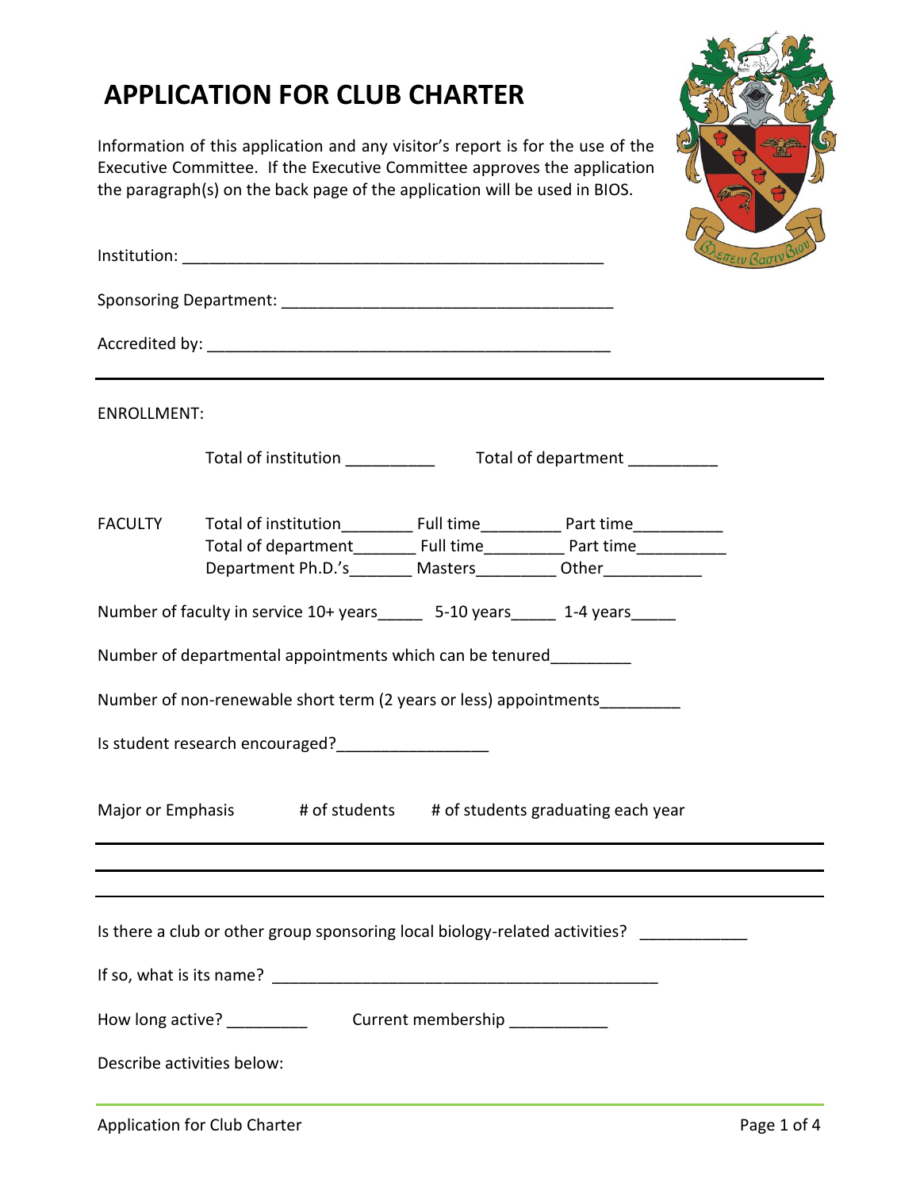# APPLICATION FOR CLUB CHARTER

Information of this application and any visitor's report is for the use of the Executive Committee. If the Executive Committee approves the application the paragraph(s) on the back page of the application will be used in BIOS.

Institution: ______________________________________________

Sponsoring Department: ____________________________________

Accredited by: ____________________________________________

---

ENROLLMENT:

Total of institution __________ Total of department __________

FACULTY Total of institution________ Full time_________ Part time__________
Total of department_______ Full time_________ Part time__________
Department Ph.D.'s_______ Masters_________ Other___________

Number of faculty in service 10+ years_____ 5-10 years_____ 1-4 years_____

Number of departmental appointments which can be tenured_________

Number of non-renewable short term (2 years or less) appointments_________

Is student research encouraged?_________________

| Major or Emphasis | # of students | # of students graduating each year |
|---|---|---|
| | | |
| | | |
| | | |

Is there a club or other group sponsoring local biology-related activities? ____________

If so, what is its name? ____________________________________________

How long active? _________ Current membership ___________

Describe activities below: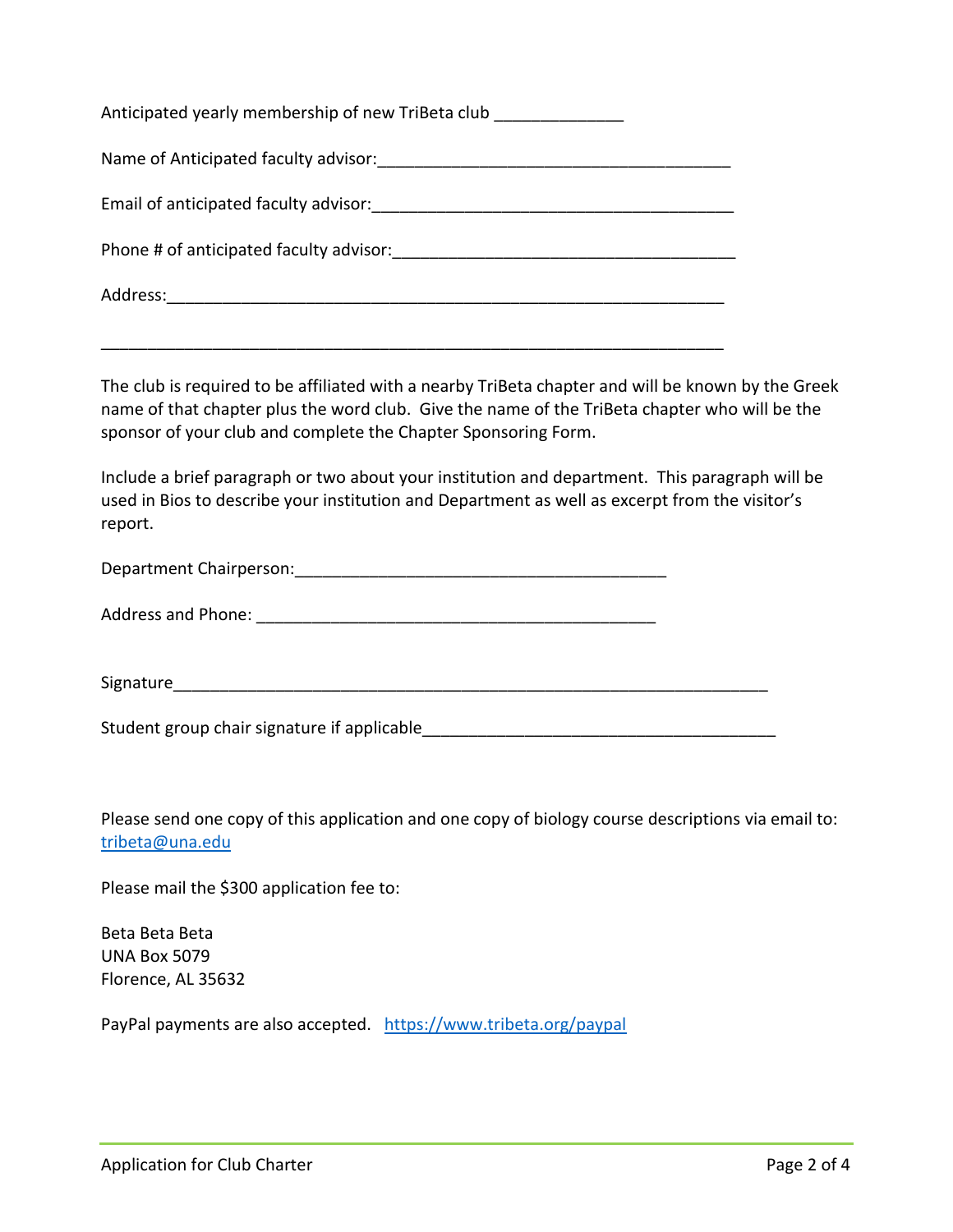Anticipated yearly membership of new TriBeta club ______________

Name of Anticipated faculty advisor:_______________________________________

Email of anticipated faculty advisor:________________________________________

Phone # of anticipated faculty advisor:_____________________________________

Address:_____________________________________________________________

_____________________________________________________________________

The club is required to be affiliated with a nearby TriBeta chapter and will be known by the Greek name of that chapter plus the word club. Give the name of the TriBeta chapter who will be the sponsor of your club and complete the Chapter Sponsoring Form.

Include a brief paragraph or two about your institution and department. This paragraph will be used in Bios to describe your institution and Department as well as excerpt from the visitor's report.

Department Chairperson:_________________________________________

Address and Phone: ____________________________________________

Signature__________________________________________________________________

Student group chair signature if applicable_______________________________________

Please send one copy of this application and one copy of biology course descriptions via email to: [tribeta@una.edu](mailto:tribeta@una.edu)

Please mail the $300 application fee to:

Beta Beta Beta
UNA Box 5079
Florence, AL 35632

PayPal payments are also accepted. [https://www.tribeta.org/paypal](https://www.tribeta.org/paypal)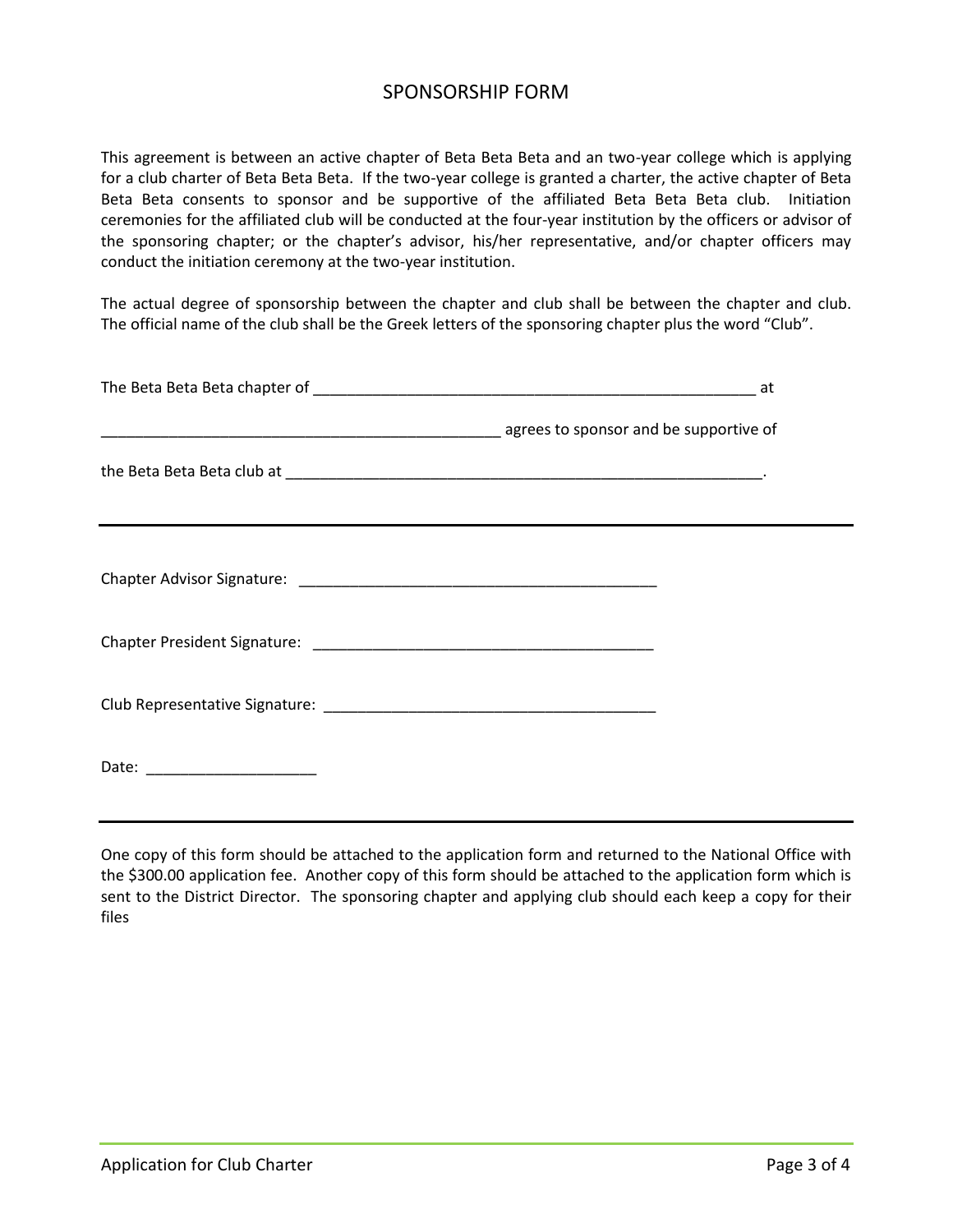# SPONSORSHIP FORM

This agreement is between an active chapter of Beta Beta Beta and an two-year college which is applying for a club charter of Beta Beta Beta. If the two-year college is granted a charter, the active chapter of Beta Beta Beta consents to sponsor and be supportive of the affiliated Beta Beta Beta club. Initiation ceremonies for the affiliated club will be conducted at the four-year institution by the officers or advisor of the sponsoring chapter; or the chapter's advisor, his/her representative, and/or chapter officers may conduct the initiation ceremony at the two-year institution.

The actual degree of sponsorship between the chapter and club shall be between the chapter and club. The official name of the club shall be the Greek letters of the sponsoring chapter plus the word "Club".

The Beta Beta Beta chapter of ______________________________________________________ at

_________________________________________________ agrees to sponsor and be supportive of

the Beta Beta Beta club at ___________________________________________________________.

---

Chapter Advisor Signature: ___________________________________________

Chapter President Signature: _________________________________________

Club Representative Signature: _______________________________________

Date: ____________________

---

One copy of this form should be attached to the application form and returned to the National Office with the $300.00 application fee. Another copy of this form should be attached to the application form which is sent to the District Director. The sponsoring chapter and applying club should each keep a copy for their files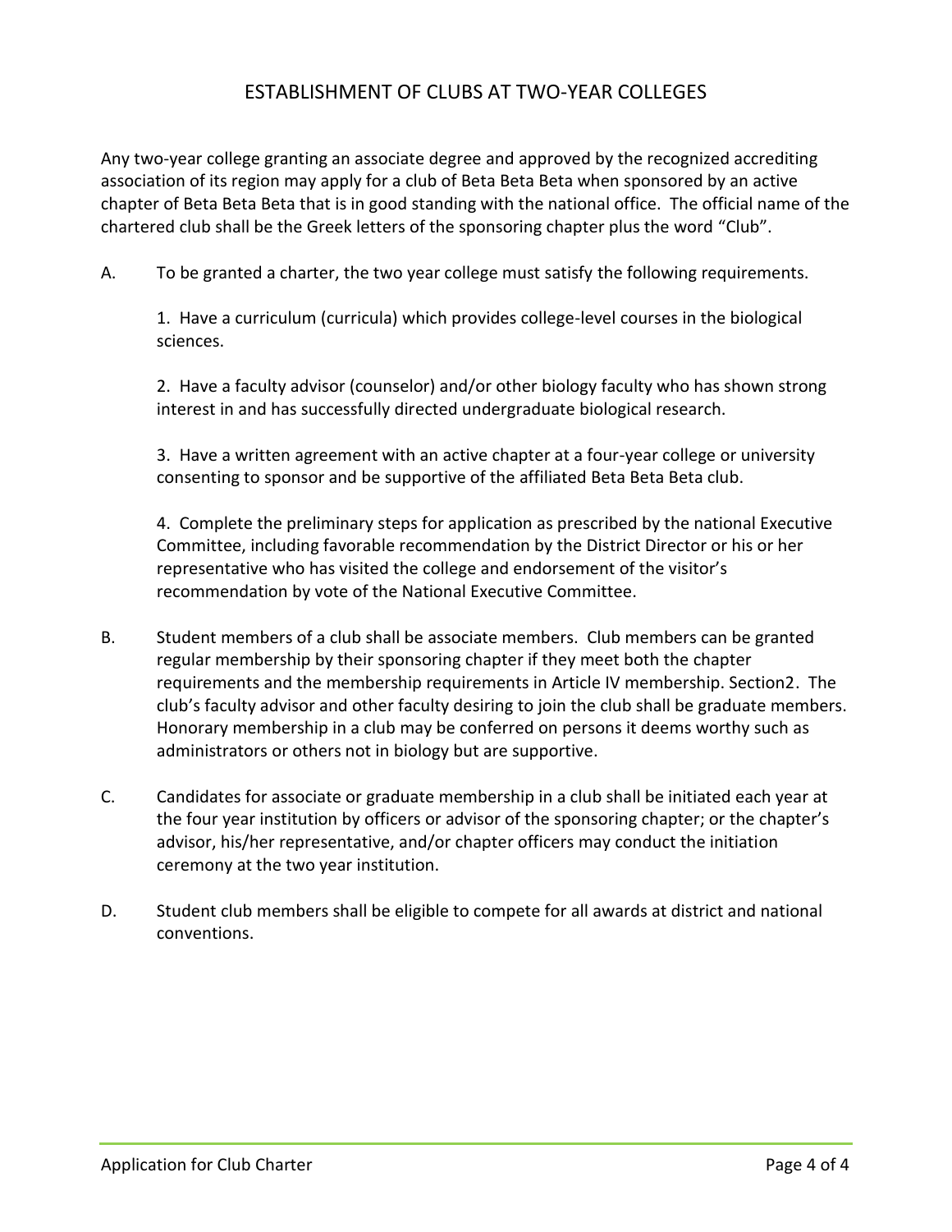# ESTABLISHMENT OF CLUBS AT TWO-YEAR COLLEGES

Any two-year college granting an associate degree and approved by the recognized accrediting association of its region may apply for a club of Beta Beta Beta when sponsored by an active chapter of Beta Beta Beta that is in good standing with the national office. The official name of the chartered club shall be the Greek letters of the sponsoring chapter plus the word "Club".

A. To be granted a charter, the two year college must satisfy the following requirements.

   1. Have a curriculum (curricula) which provides college-level courses in the biological sciences.

   2. Have a faculty advisor (counselor) and/or other biology faculty who has shown strong interest in and has successfully directed undergraduate biological research.

   3. Have a written agreement with an active chapter at a four-year college or university consenting to sponsor and be supportive of the affiliated Beta Beta Beta club.

   4. Complete the preliminary steps for application as prescribed by the national Executive Committee, including favorable recommendation by the District Director or his or her representative who has visited the college and endorsement of the visitor's recommendation by vote of the National Executive Committee.

B. Student members of a club shall be associate members. Club members can be granted regular membership by their sponsoring chapter if they meet both the chapter requirements and the membership requirements in Article IV membership. Section2. The club's faculty advisor and other faculty desiring to join the club shall be graduate members. Honorary membership in a club may be conferred on persons it deems worthy such as administrators or others not in biology but are supportive.

C. Candidates for associate or graduate membership in a club shall be initiated each year at the four year institution by officers or advisor of the sponsoring chapter; or the chapter's advisor, his/her representative, and/or chapter officers may conduct the initiation ceremony at the two year institution.

D. Student club members shall be eligible to compete for all awards at district and national conventions.